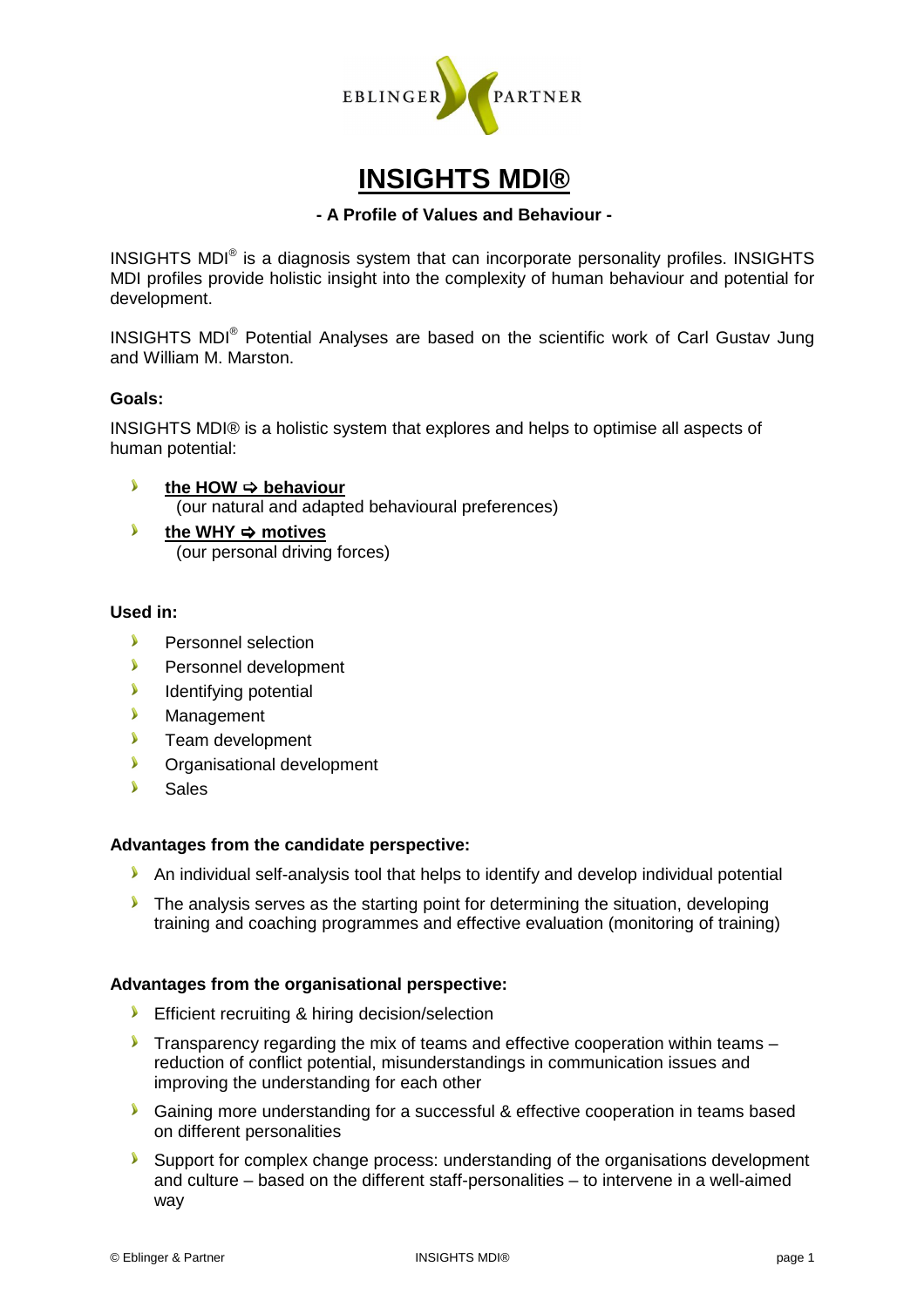EBLINGER PARTNER

# INSIGHTS MDI®

**- A Profile of Values and Behaviour -**

INSIGHTS MDI® is a diagnosis system that can incorporate personality profiles. INSIGHTS MDI profiles provide holistic insight into the complexity of human behaviour and potential for development.

INSIGHTS MDI® Potential Analyses are based on the scientific work of Carl Gustav Jung and William M. Marston.

**Goals:**

INSIGHTS MDI® is a holistic system that explores and helps to optimise all aspects of human potential:

- **the HOW ⇨ behaviour**
  (our natural and adapted behavioural preferences)
- **the WHY ⇨ motives**
  (our personal driving forces)

**Used in:**

- Personnel selection
- Personnel development
- Identifying potential
- Management
- Team development
- Organisational development
- Sales

**Advantages from the candidate perspective:**

- An individual self-analysis tool that helps to identify and develop individual potential
- The analysis serves as the starting point for determining the situation, developing training and coaching programmes and effective evaluation (monitoring of training)

**Advantages from the organisational perspective:**

- Efficient recruiting & hiring decision/selection
- Transparency regarding the mix of teams and effective cooperation within teams – reduction of conflict potential, misunderstandings in communication issues and improving the understanding for each other
- Gaining more understanding for a successful & effective cooperation in teams based on different personalities
- Support for complex change process: understanding of the organisations development and culture – based on the different staff-personalities – to intervene in a well-aimed way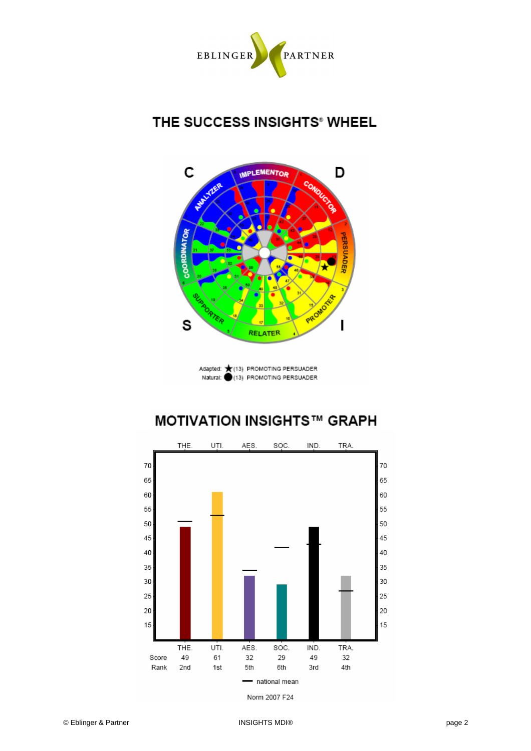# THE SUCCESS INSIGHTS® WHEEL

C

D

S

I

IMPLEMENTOR

CONDUCTOR

PERSUADER

PROMOTER

RELATER

SUPPORTER

COORDINATOR

ANALYZER

Adapted: ★ (13) PROMOTING PERSUADER
Natural: ● (13) PROMOTING PERSUADER

# MOTIVATION INSIGHTS™ GRAPH

THE. UTI. AES. SOC. IND. TRA.

70
65
60
55
50
45
40
35
30
25
20
15

| | THE. | UTI. | AES. | SOC. | IND. | TRA. |
|---|---|---|---|---|---|---|
| Score | 49 | 61 | 32 | 29 | 49 | 32 |
| Rank | 2nd | 1st | 5th | 6th | 3rd | 4th |

— national mean

Norm 2007 F24